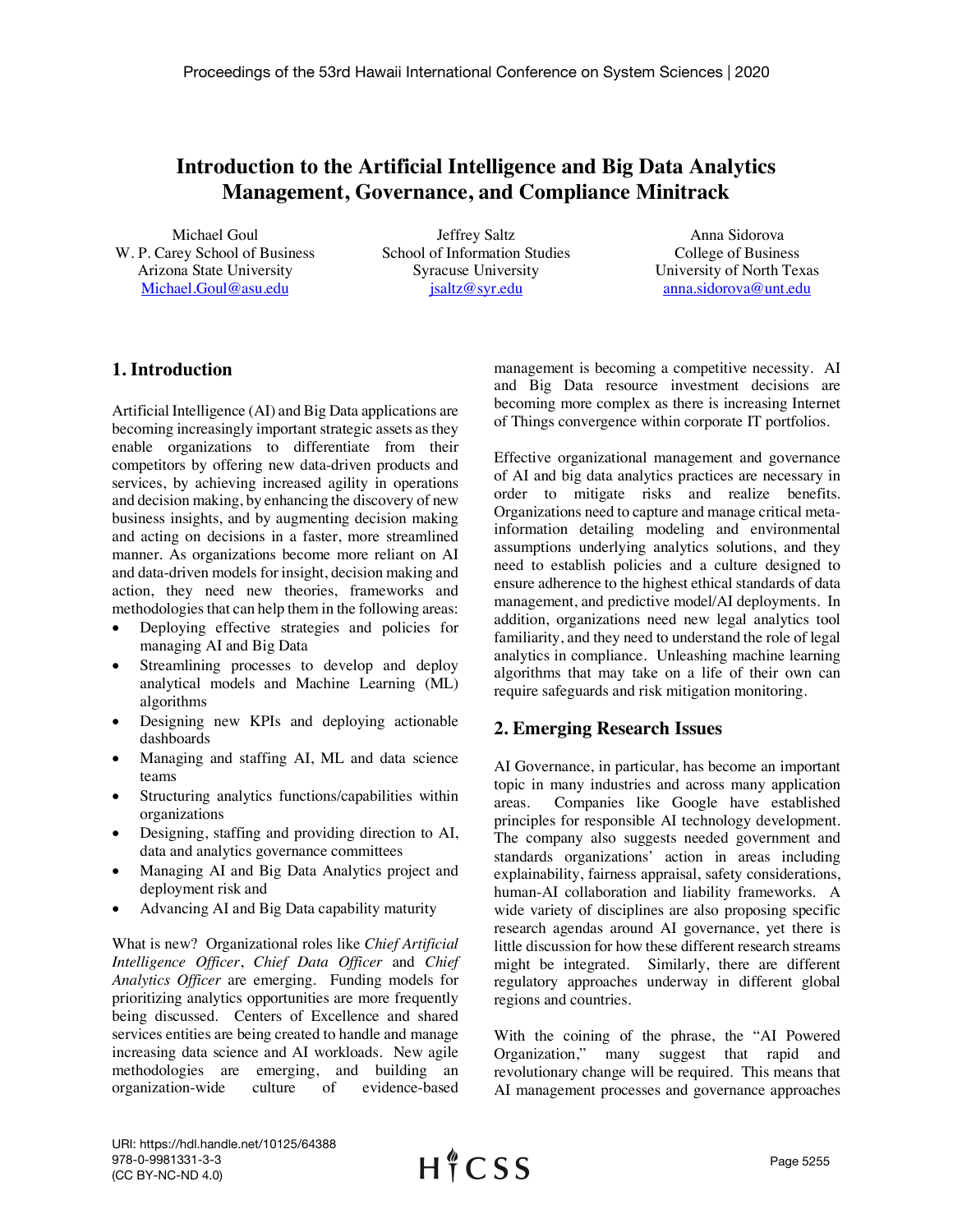# Introduction to the Artificial Intelligence and Big Data Analytics Management, Governance, and Compliance Minitrack

Michael Goul
W. P. Carey School of Business
Arizona State University
Michael.Goul@asu.edu

Jeffrey Saltz
School of Information Studies
Syracuse University
jsaltz@syr.edu

Anna Sidorova
College of Business
University of North Texas
anna.sidorova@unt.edu

## 1. Introduction

Artificial Intelligence (AI) and Big Data applications are becoming increasingly important strategic assets as they enable organizations to differentiate from their competitors by offering new data-driven products and services, by achieving increased agility in operations and decision making, by enhancing the discovery of new business insights, and by augmenting decision making and acting on decisions in a faster, more streamlined manner. As organizations become more reliant on AI and data-driven models for insight, decision making and action, they need new theories, frameworks and methodologies that can help them in the following areas:

- Deploying effective strategies and policies for managing AI and Big Data
- Streamlining processes to develop and deploy analytical models and Machine Learning (ML) algorithms
- Designing new KPIs and deploying actionable dashboards
- Managing and staffing AI, ML and data science teams
- Structuring analytics functions/capabilities within organizations
- Designing, staffing and providing direction to AI, data and analytics governance committees
- Managing AI and Big Data Analytics project and deployment risk and
- Advancing AI and Big Data capability maturity

What is new? Organizational roles like *Chief Artificial Intelligence Officer*, *Chief Data Officer* and *Chief Analytics Officer* are emerging. Funding models for prioritizing analytics opportunities are more frequently being discussed. Centers of Excellence and shared services entities are being created to handle and manage increasing data science and AI workloads. New agile methodologies are emerging, and building an organization-wide culture of evidence-based management is becoming a competitive necessity. AI and Big Data resource investment decisions are becoming more complex as there is increasing Internet of Things convergence within corporate IT portfolios.

Effective organizational management and governance of AI and big data analytics practices are necessary in order to mitigate risks and realize benefits. Organizations need to capture and manage critical meta-information detailing modeling and environmental assumptions underlying analytics solutions, and they need to establish policies and a culture designed to ensure adherence to the highest ethical standards of data management, and predictive model/AI deployments. In addition, organizations need new legal analytics tool familiarity, and they need to understand the role of legal analytics in compliance. Unleashing machine learning algorithms that may take on a life of their own can require safeguards and risk mitigation monitoring.

## 2. Emerging Research Issues

AI Governance, in particular, has become an important topic in many industries and across many application areas. Companies like Google have established principles for responsible AI technology development. The company also suggests needed government and standards organizations' action in areas including explainability, fairness appraisal, safety considerations, human-AI collaboration and liability frameworks. A wide variety of disciplines are also proposing specific research agendas around AI governance, yet there is little discussion for how these different research streams might be integrated. Similarly, there are different regulatory approaches underway in different global regions and countries.

With the coining of the phrase, the "AI Powered Organization," many suggest that rapid and revolutionary change will be required. This means that AI management processes and governance approaches

URI: https://hdl.handle.net/10125/64388
978-0-9981331-3-3
(CC BY-NC-ND 4.0)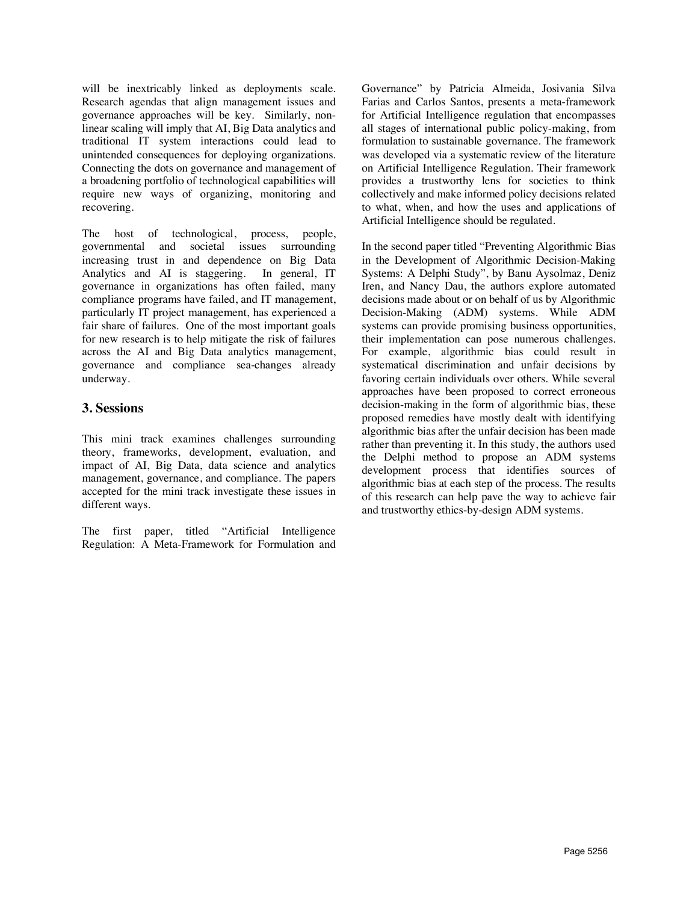will be inextricably linked as deployments scale. Research agendas that align management issues and governance approaches will be key. Similarly, non-linear scaling will imply that AI, Big Data analytics and traditional IT system interactions could lead to unintended consequences for deploying organizations. Connecting the dots on governance and management of a broadening portfolio of technological capabilities will require new ways of organizing, monitoring and recovering.

The host of technological, process, people, governmental and societal issues surrounding increasing trust in and dependence on Big Data Analytics and AI is staggering. In general, IT governance in organizations has often failed, many compliance programs have failed, and IT management, particularly IT project management, has experienced a fair share of failures. One of the most important goals for new research is to help mitigate the risk of failures across the AI and Big Data analytics management, governance and compliance sea-changes already underway.

## 3. Sessions

This mini track examines challenges surrounding theory, frameworks, development, evaluation, and impact of AI, Big Data, data science and analytics management, governance, and compliance. The papers accepted for the mini track investigate these issues in different ways.

The first paper, titled "Artificial Intelligence Regulation: A Meta-Framework for Formulation and Governance" by Patricia Almeida, Josivania Silva Farias and Carlos Santos, presents a meta-framework for Artificial Intelligence regulation that encompasses all stages of international public policy-making, from formulation to sustainable governance. The framework was developed via a systematic review of the literature on Artificial Intelligence Regulation. Their framework provides a trustworthy lens for societies to think collectively and make informed policy decisions related to what, when, and how the uses and applications of Artificial Intelligence should be regulated.

In the second paper titled "Preventing Algorithmic Bias in the Development of Algorithmic Decision-Making Systems: A Delphi Study", by Banu Aysolmaz, Deniz Iren, and Nancy Dau, the authors explore automated decisions made about or on behalf of us by Algorithmic Decision-Making (ADM) systems. While ADM systems can provide promising business opportunities, their implementation can pose numerous challenges. For example, algorithmic bias could result in systematical discrimination and unfair decisions by favoring certain individuals over others. While several approaches have been proposed to correct erroneous decision-making in the form of algorithmic bias, these proposed remedies have mostly dealt with identifying algorithmic bias after the unfair decision has been made rather than preventing it. In this study, the authors used the Delphi method to propose an ADM systems development process that identifies sources of algorithmic bias at each step of the process. The results of this research can help pave the way to achieve fair and trustworthy ethics-by-design ADM systems.